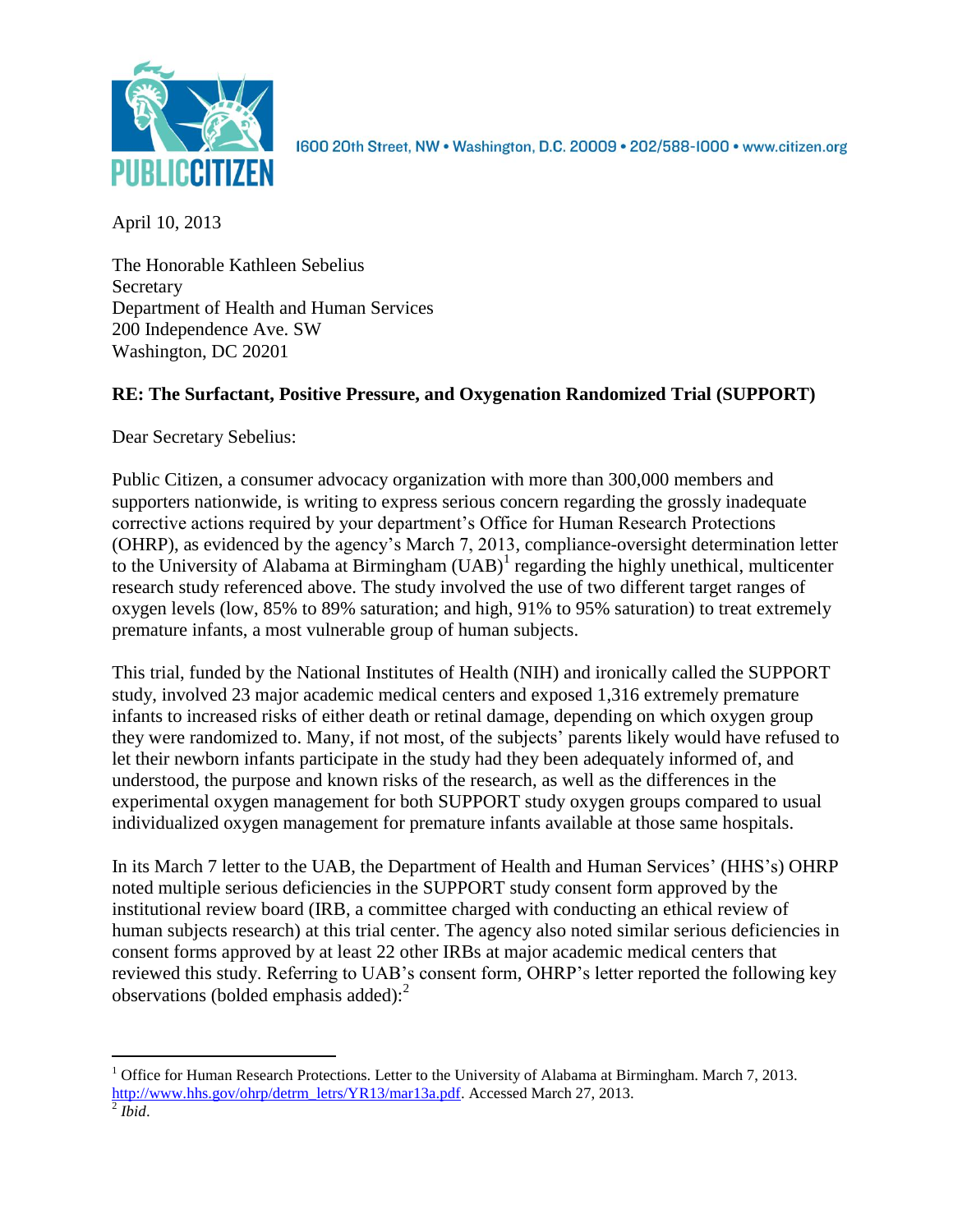PUBLIC CITIZEN

1600 20th Street, NW • Washington, D.C. 20009 • 202/588-1000 • www.citizen.org

April 10, 2013

The Honorable Kathleen Sebelius
Secretary
Department of Health and Human Services
200 Independence Ave. SW
Washington, DC 20201

**RE: The Surfactant, Positive Pressure, and Oxygenation Randomized Trial (SUPPORT)**

Dear Secretary Sebelius:

Public Citizen, a consumer advocacy organization with more than 300,000 members and supporters nationwide, is writing to express serious concern regarding the grossly inadequate corrective actions required by your department's Office for Human Research Protections (OHRP), as evidenced by the agency's March 7, 2013, compliance-oversight determination letter to the University of Alabama at Birmingham (UAB)[1] regarding the highly unethical, multicenter research study referenced above. The study involved the use of two different target ranges of oxygen levels (low, 85% to 89% saturation; and high, 91% to 95% saturation) to treat extremely premature infants, a most vulnerable group of human subjects.

This trial, funded by the National Institutes of Health (NIH) and ironically called the SUPPORT study, involved 23 major academic medical centers and exposed 1,316 extremely premature infants to increased risks of either death or retinal damage, depending on which oxygen group they were randomized to. Many, if not most, of the subjects' parents likely would have refused to let their newborn infants participate in the study had they been adequately informed of, and understood, the purpose and known risks of the research, as well as the differences in the experimental oxygen management for both SUPPORT study oxygen groups compared to usual individualized oxygen management for premature infants available at those same hospitals.

In its March 7 letter to the UAB, the Department of Health and Human Services' (HHS's) OHRP noted multiple serious deficiencies in the SUPPORT study consent form approved by the institutional review board (IRB, a committee charged with conducting an ethical review of human subjects research) at this trial center. The agency also noted similar serious deficiencies in consent forms approved by at least 22 other IRBs at major academic medical centers that reviewed this study. Referring to UAB's consent form, OHRP's letter reported the following key observations (bolded emphasis added):[2]

---

[1] Office for Human Research Protections. Letter to the University of Alabama at Birmingham. March 7, 2013. http://www.hhs.gov/ohrp/detrm_letrs/YR13/mar13a.pdf. Accessed March 27, 2013.

[2] *Ibid*.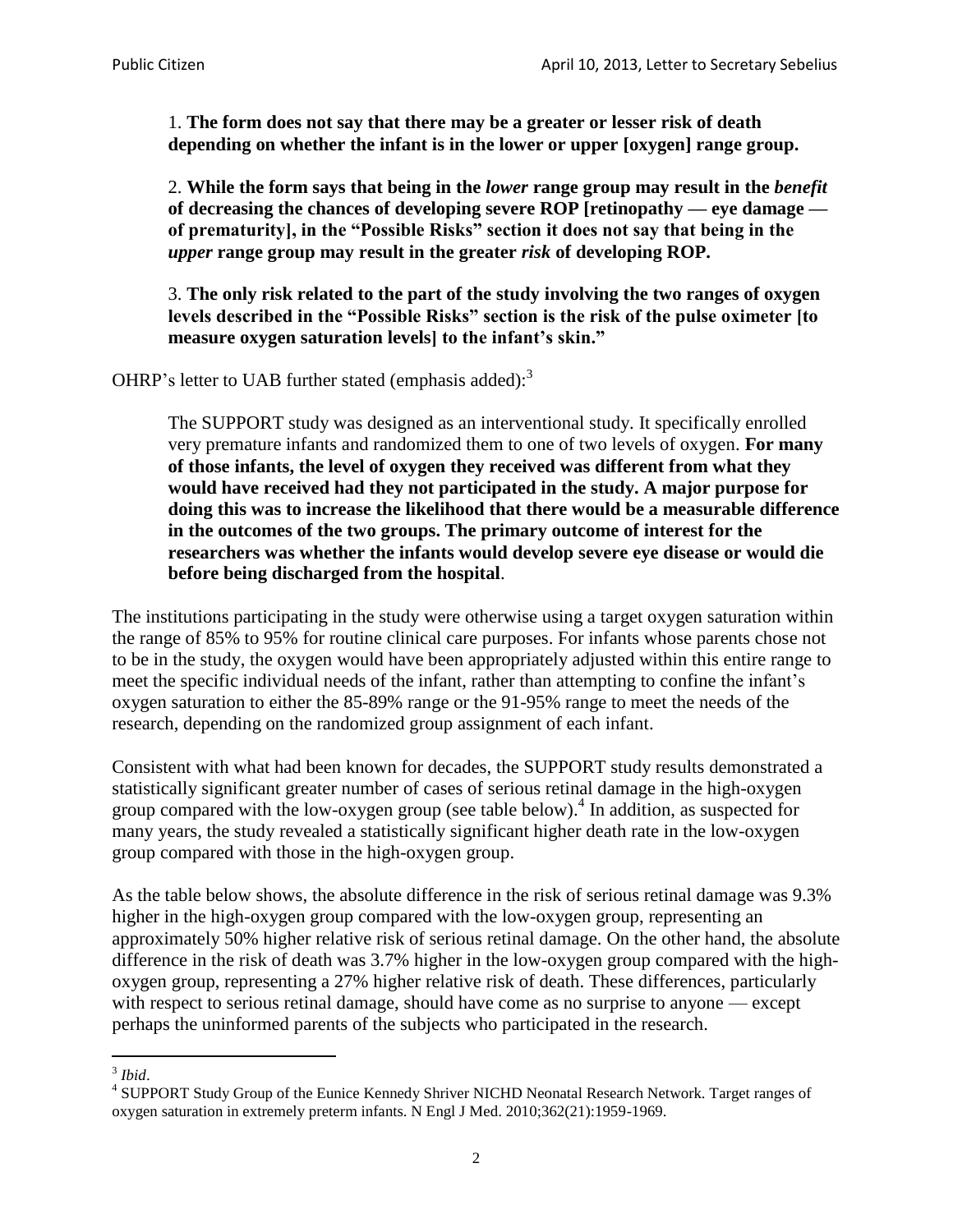> 1. **The form does not say that there may be a greater or lesser risk of death depending on whether the infant is in the lower or upper [oxygen] range group.**
>
> 2. **While the form says that being in the *lower* range group may result in the *benefit* of decreasing the chances of developing severe ROP [retinopathy — eye damage — of prematurity], in the "Possible Risks" section it does not say that being in the *upper* range group may result in the greater *risk* of developing ROP.**
>
> 3. **The only risk related to the part of the study involving the two ranges of oxygen levels described in the "Possible Risks" section is the risk of the pulse oximeter [to measure oxygen saturation levels] to the infant's skin."**

OHRP's letter to UAB further stated (emphasis added):[3]

> The SUPPORT study was designed as an interventional study. It specifically enrolled very premature infants and randomized them to one of two levels of oxygen. **For many of those infants, the level of oxygen they received was different from what they would have received had they not participated in the study. A major purpose for doing this was to increase the likelihood that there would be a measurable difference in the outcomes of the two groups. The primary outcome of interest for the researchers was whether the infants would develop severe eye disease or would die before being discharged from the hospital**.

The institutions participating in the study were otherwise using a target oxygen saturation within the range of 85% to 95% for routine clinical care purposes. For infants whose parents chose not to be in the study, the oxygen would have been appropriately adjusted within this entire range to meet the specific individual needs of the infant, rather than attempting to confine the infant's oxygen saturation to either the 85-89% range or the 91-95% range to meet the needs of the research, depending on the randomized group assignment of each infant.

Consistent with what had been known for decades, the SUPPORT study results demonstrated a statistically significant greater number of cases of serious retinal damage in the high-oxygen group compared with the low-oxygen group (see table below).[4] In addition, as suspected for many years, the study revealed a statistically significant higher death rate in the low-oxygen group compared with those in the high-oxygen group.

As the table below shows, the absolute difference in the risk of serious retinal damage was 9.3% higher in the high-oxygen group compared with the low-oxygen group, representing an approximately 50% higher relative risk of serious retinal damage. On the other hand, the absolute difference in the risk of death was 3.7% higher in the low-oxygen group compared with the high-oxygen group, representing a 27% higher relative risk of death. These differences, particularly with respect to serious retinal damage, should have come as no surprise to anyone — except perhaps the uninformed parents of the subjects who participated in the research.

---

[3] *Ibid*.

[4] SUPPORT Study Group of the Eunice Kennedy Shriver NICHD Neonatal Research Network. Target ranges of oxygen saturation in extremely preterm infants. N Engl J Med. 2010;362(21):1959-1969.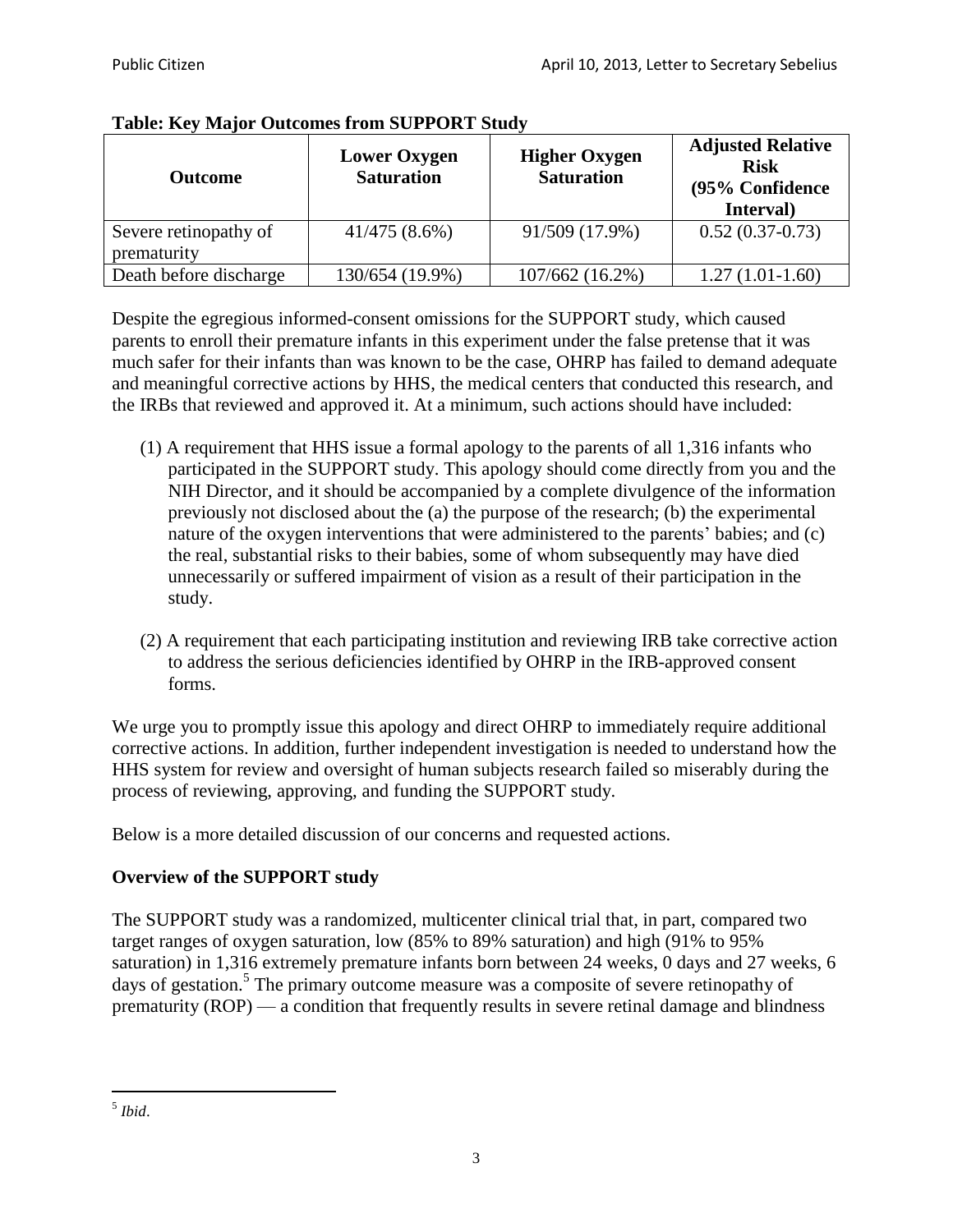**Table: Key Major Outcomes from SUPPORT Study**

| Outcome | Lower Oxygen Saturation | Higher Oxygen Saturation | Adjusted Relative Risk (95% Confidence Interval) |
|---|---|---|---|
| Severe retinopathy of prematurity | 41/475 (8.6%) | 91/509 (17.9%) | 0.52 (0.37-0.73) |
| Death before discharge | 130/654 (19.9%) | 107/662 (16.2%) | 1.27 (1.01-1.60) |

Despite the egregious informed-consent omissions for the SUPPORT study, which caused parents to enroll their premature infants in this experiment under the false pretense that it was much safer for their infants than was known to be the case, OHRP has failed to demand adequate and meaningful corrective actions by HHS, the medical centers that conducted this research, and the IRBs that reviewed and approved it. At a minimum, such actions should have included:

(1) A requirement that HHS issue a formal apology to the parents of all 1,316 infants who participated in the SUPPORT study. This apology should come directly from you and the NIH Director, and it should be accompanied by a complete divulgence of the information previously not disclosed about the (a) the purpose of the research; (b) the experimental nature of the oxygen interventions that were administered to the parents' babies; and (c) the real, substantial risks to their babies, some of whom subsequently may have died unnecessarily or suffered impairment of vision as a result of their participation in the study.

(2) A requirement that each participating institution and reviewing IRB take corrective action to address the serious deficiencies identified by OHRP in the IRB-approved consent forms.

We urge you to promptly issue this apology and direct OHRP to immediately require additional corrective actions. In addition, further independent investigation is needed to understand how the HHS system for review and oversight of human subjects research failed so miserably during the process of reviewing, approving, and funding the SUPPORT study.

Below is a more detailed discussion of our concerns and requested actions.

## Overview of the SUPPORT study

The SUPPORT study was a randomized, multicenter clinical trial that, in part, compared two target ranges of oxygen saturation, low (85% to 89% saturation) and high (91% to 95% saturation) in 1,316 extremely premature infants born between 24 weeks, 0 days and 27 weeks, 6 days of gestation.[5] The primary outcome measure was a composite of severe retinopathy of prematurity (ROP) — a condition that frequently results in severe retinal damage and blindness

[5] *Ibid*.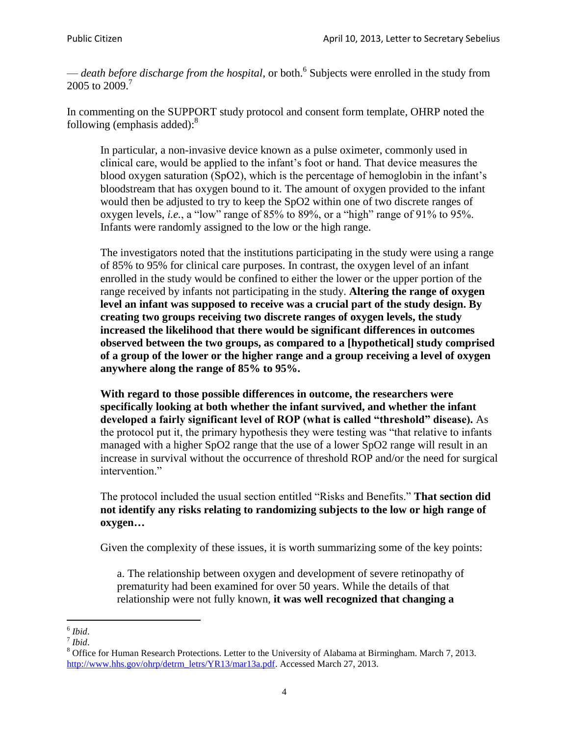— *death before discharge from the hospital*, or both.[6] Subjects were enrolled in the study from 2005 to 2009.[7]

In commenting on the SUPPORT study protocol and consent form template, OHRP noted the following (emphasis added):[8]

> In particular, a non-invasive device known as a pulse oximeter, commonly used in clinical care, would be applied to the infant's foot or hand. That device measures the blood oxygen saturation (SpO2), which is the percentage of hemoglobin in the infant's bloodstream that has oxygen bound to it. The amount of oxygen provided to the infant would then be adjusted to try to keep the SpO2 within one of two discrete ranges of oxygen levels, *i.e.*, a "low" range of 85% to 89%, or a "high" range of 91% to 95%. Infants were randomly assigned to the low or the high range.
>
> The investigators noted that the institutions participating in the study were using a range of 85% to 95% for clinical care purposes. In contrast, the oxygen level of an infant enrolled in the study would be confined to either the lower or the upper portion of the range received by infants not participating in the study. **Altering the range of oxygen level an infant was supposed to receive was a crucial part of the study design. By creating two groups receiving two discrete ranges of oxygen levels, the study increased the likelihood that there would be significant differences in outcomes observed between the two groups, as compared to a [hypothetical] study comprised of a group of the lower or the higher range and a group receiving a level of oxygen anywhere along the range of 85% to 95%.**
>
> **With regard to those possible differences in outcome, the researchers were specifically looking at both whether the infant survived, and whether the infant developed a fairly significant level of ROP (what is called "threshold" disease).** As the protocol put it, the primary hypothesis they were testing was "that relative to infants managed with a higher SpO2 range that the use of a lower SpO2 range will result in an increase in survival without the occurrence of threshold ROP and/or the need for surgical intervention."
>
> The protocol included the usual section entitled "Risks and Benefits." **That section did not identify any risks relating to randomizing subjects to the low or high range of oxygen…**
>
> Given the complexity of these issues, it is worth summarizing some of the key points:
>
> a. The relationship between oxygen and development of severe retinopathy of prematurity had been examined for over 50 years. While the details of that relationship were not fully known, **it was well recognized that changing a**

---

[6] *Ibid*.

[7] *Ibid*.

[8] Office for Human Research Protections. Letter to the University of Alabama at Birmingham. March 7, 2013. http://www.hhs.gov/ohrp/detrm_letrs/YR13/mar13a.pdf. Accessed March 27, 2013.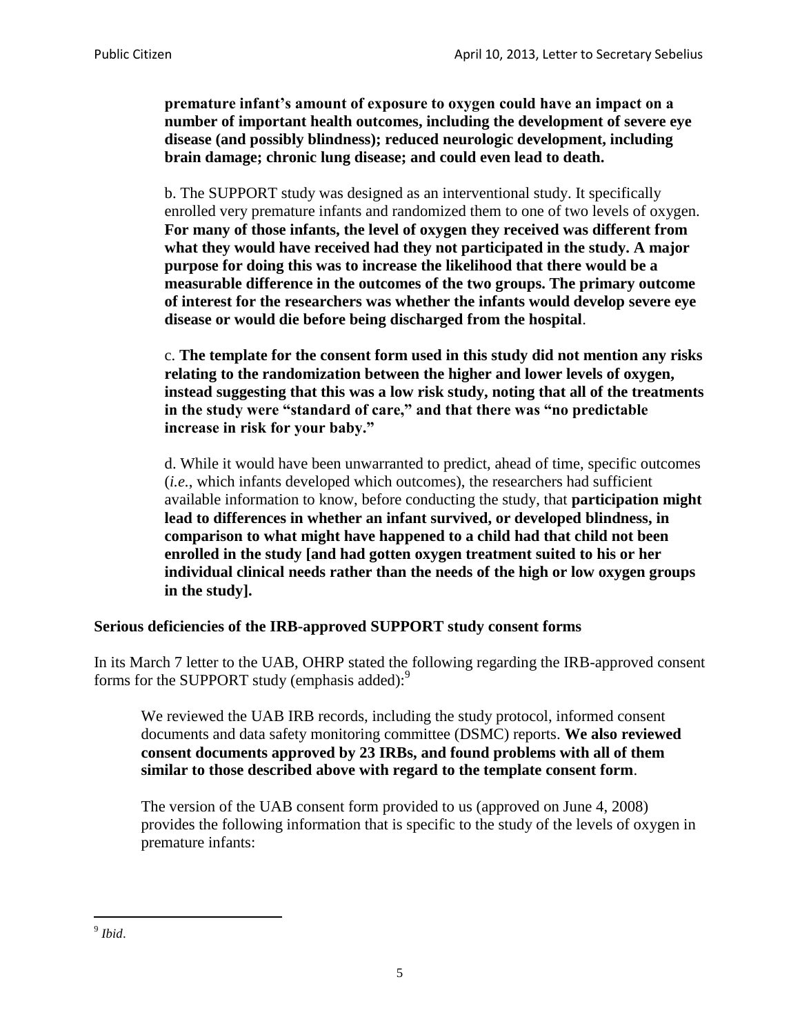**premature infant's amount of exposure to oxygen could have an impact on a number of important health outcomes, including the development of severe eye disease (and possibly blindness); reduced neurologic development, including brain damage; chronic lung disease; and could even lead to death.**

> b. The SUPPORT study was designed as an interventional study. It specifically enrolled very premature infants and randomized them to one of two levels of oxygen. **For many of those infants, the level of oxygen they received was different from what they would have received had they not participated in the study. A major purpose for doing this was to increase the likelihood that there would be a measurable difference in the outcomes of the two groups. The primary outcome of interest for the researchers was whether the infants would develop severe eye disease or would die before being discharged from the hospital**.
>
> c. **The template for the consent form used in this study did not mention any risks relating to the randomization between the higher and lower levels of oxygen, instead suggesting that this was a low risk study, noting that all of the treatments in the study were "standard of care," and that there was "no predictable increase in risk for your baby."**
>
> d. While it would have been unwarranted to predict, ahead of time, specific outcomes (*i.e.*, which infants developed which outcomes), the researchers had sufficient available information to know, before conducting the study, that **participation might lead to differences in whether an infant survived, or developed blindness, in comparison to what might have happened to a child had that child not been enrolled in the study [and had gotten oxygen treatment suited to his or her individual clinical needs rather than the needs of the high or low oxygen groups in the study].**

**Serious deficiencies of the IRB-approved SUPPORT study consent forms**

In its March 7 letter to the UAB, OHRP stated the following regarding the IRB-approved consent forms for the SUPPORT study (emphasis added):[9]

> We reviewed the UAB IRB records, including the study protocol, informed consent documents and data safety monitoring committee (DSMC) reports. **We also reviewed consent documents approved by 23 IRBs, and found problems with all of them similar to those described above with regard to the template consent form**.
>
> The version of the UAB consent form provided to us (approved on June 4, 2008) provides the following information that is specific to the study of the levels of oxygen in premature infants:

---

[9] *Ibid*.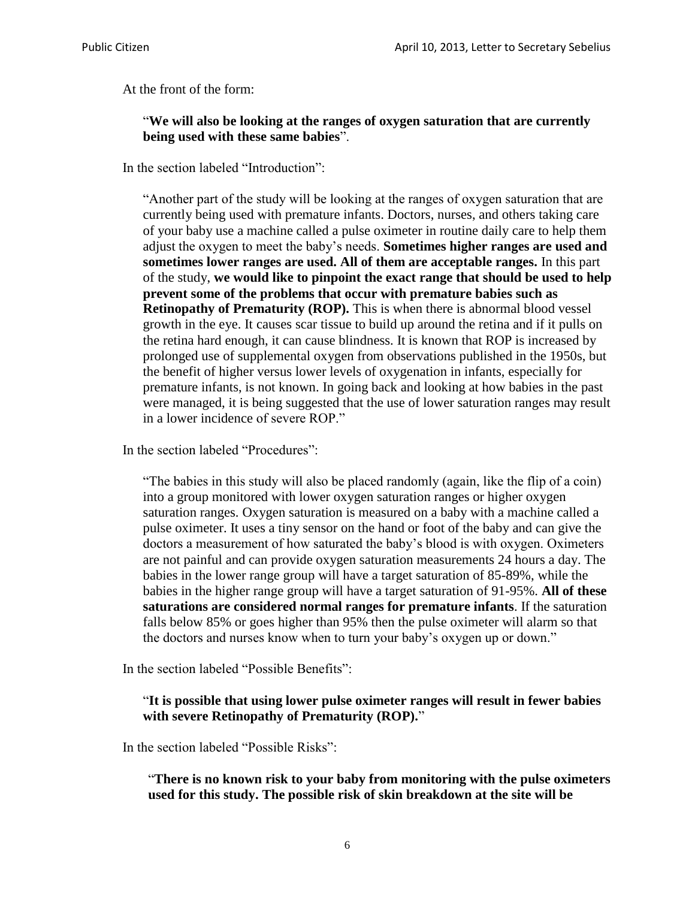At the front of the form:

> "**We will also be looking at the ranges of oxygen saturation that are currently being used with these same babies**".

In the section labeled "Introduction":

> "Another part of the study will be looking at the ranges of oxygen saturation that are currently being used with premature infants. Doctors, nurses, and others taking care of your baby use a machine called a pulse oximeter in routine daily care to help them adjust the oxygen to meet the baby's needs. **Sometimes higher ranges are used and sometimes lower ranges are used. All of them are acceptable ranges.** In this part of the study, **we would like to pinpoint the exact range that should be used to help prevent some of the problems that occur with premature babies such as Retinopathy of Prematurity (ROP).** This is when there is abnormal blood vessel growth in the eye. It causes scar tissue to build up around the retina and if it pulls on the retina hard enough, it can cause blindness. It is known that ROP is increased by prolonged use of supplemental oxygen from observations published in the 1950s, but the benefit of higher versus lower levels of oxygenation in infants, especially for premature infants, is not known. In going back and looking at how babies in the past were managed, it is being suggested that the use of lower saturation ranges may result in a lower incidence of severe ROP."

In the section labeled "Procedures":

> "The babies in this study will also be placed randomly (again, like the flip of a coin) into a group monitored with lower oxygen saturation ranges or higher oxygen saturation ranges. Oxygen saturation is measured on a baby with a machine called a pulse oximeter. It uses a tiny sensor on the hand or foot of the baby and can give the doctors a measurement of how saturated the baby's blood is with oxygen. Oximeters are not painful and can provide oxygen saturation measurements 24 hours a day. The babies in the lower range group will have a target saturation of 85-89%, while the babies in the higher range group will have a target saturation of 91-95%. **All of these saturations are considered normal ranges for premature infants**. If the saturation falls below 85% or goes higher than 95% then the pulse oximeter will alarm so that the doctors and nurses know when to turn your baby's oxygen up or down."

In the section labeled "Possible Benefits":

> "**It is possible that using lower pulse oximeter ranges will result in fewer babies with severe Retinopathy of Prematurity (ROP).**"

In the section labeled "Possible Risks":

> "**There is no known risk to your baby from monitoring with the pulse oximeters used for this study. The possible risk of skin breakdown at the site will be**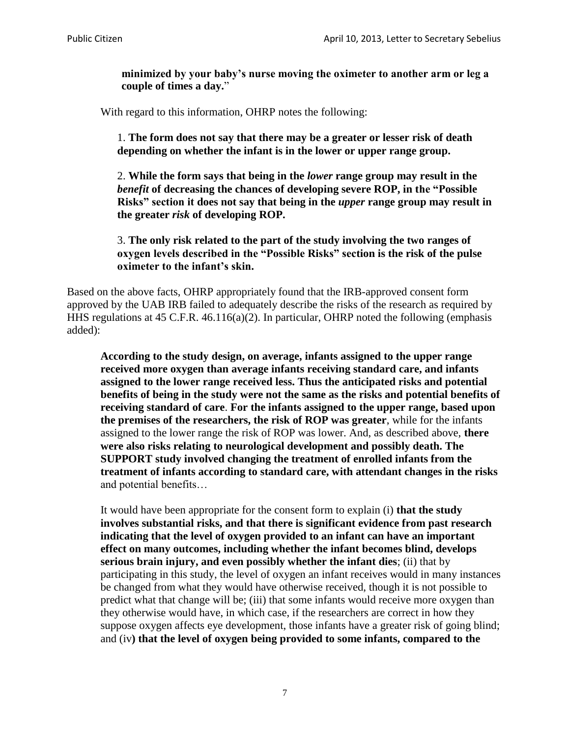> **minimized by your baby's nurse moving the oximeter to another arm or leg a couple of times a day.**"

With regard to this information, OHRP notes the following:

> 1. **The form does not say that there may be a greater or lesser risk of death depending on whether the infant is in the lower or upper range group.**
>
> 2. **While the form says that being in the *lower* range group may result in the *benefit* of decreasing the chances of developing severe ROP, in the "Possible Risks" section it does not say that being in the *upper* range group may result in the greater *risk* of developing ROP.**
>
> 3. **The only risk related to the part of the study involving the two ranges of oxygen levels described in the "Possible Risks" section is the risk of the pulse oximeter to the infant's skin.**

Based on the above facts, OHRP appropriately found that the IRB-approved consent form approved by the UAB IRB failed to adequately describe the risks of the research as required by HHS regulations at 45 C.F.R. 46.116(a)(2). In particular, OHRP noted the following (emphasis added):

> **According to the study design, on average, infants assigned to the upper range received more oxygen than average infants receiving standard care, and infants assigned to the lower range received less. Thus the anticipated risks and potential benefits of being in the study were not the same as the risks and potential benefits of receiving standard of care**. **For the infants assigned to the upper range, based upon the premises of the researchers, the risk of ROP was greater**, while for the infants assigned to the lower range the risk of ROP was lower. And, as described above, **there were also risks relating to neurological development and possibly death. The SUPPORT study involved changing the treatment of enrolled infants from the treatment of infants according to standard care, with attendant changes in the risks** and potential benefits…
>
> It would have been appropriate for the consent form to explain (i) **that the study involves substantial risks, and that there is significant evidence from past research indicating that the level of oxygen provided to an infant can have an important effect on many outcomes, including whether the infant becomes blind, develops serious brain injury, and even possibly whether the infant dies**; (ii) that by participating in this study, the level of oxygen an infant receives would in many instances be changed from what they would have otherwise received, though it is not possible to predict what that change will be; (iii) that some infants would receive more oxygen than they otherwise would have, in which case, if the researchers are correct in how they suppose oxygen affects eye development, those infants have a greater risk of going blind; and (iv**) that the level of oxygen being provided to some infants, compared to the**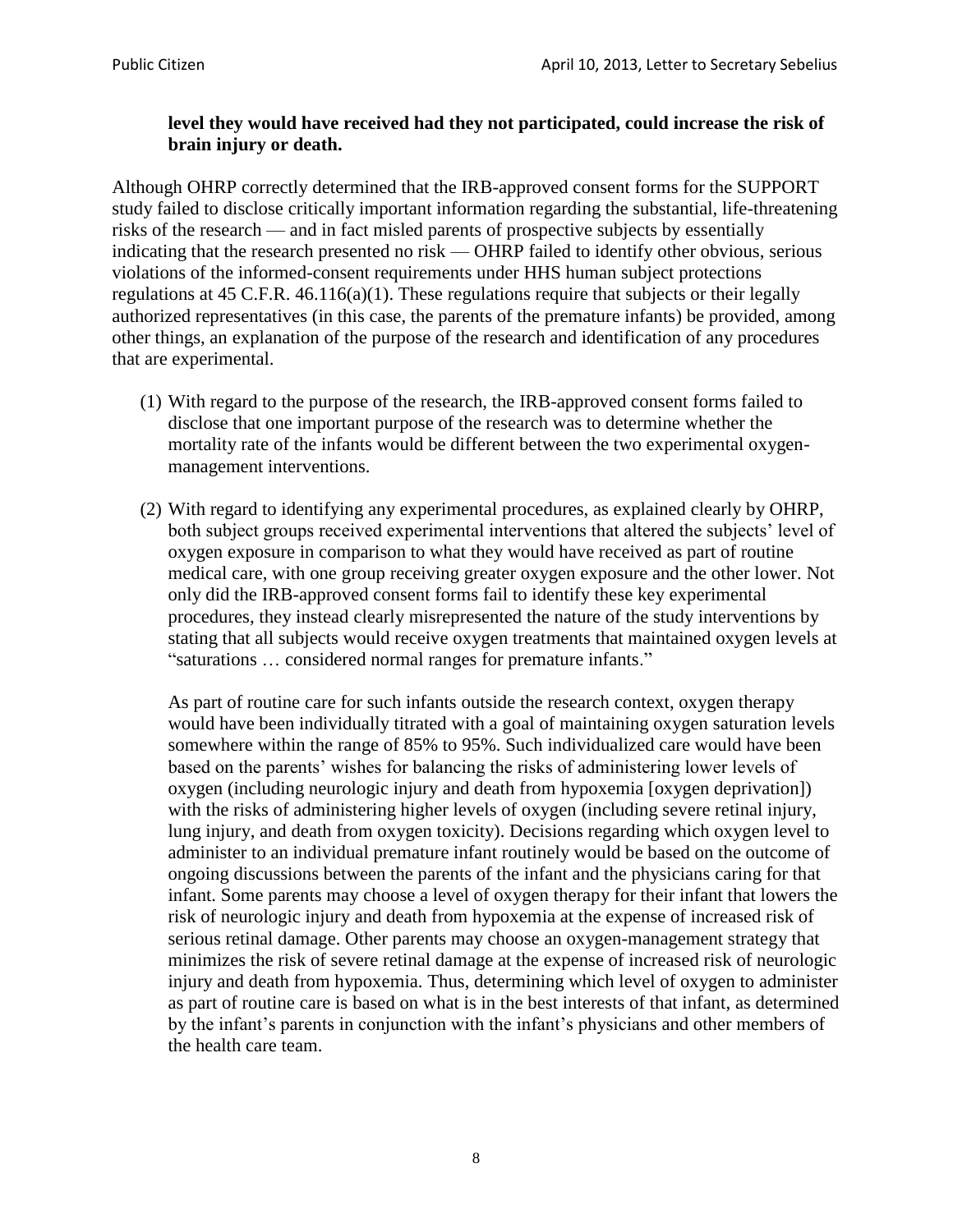**level they would have received had they not participated, could increase the risk of brain injury or death.**

Although OHRP correctly determined that the IRB-approved consent forms for the SUPPORT study failed to disclose critically important information regarding the substantial, life-threatening risks of the research — and in fact misled parents of prospective subjects by essentially indicating that the research presented no risk — OHRP failed to identify other obvious, serious violations of the informed-consent requirements under HHS human subject protections regulations at 45 C.F.R. 46.116(a)(1). These regulations require that subjects or their legally authorized representatives (in this case, the parents of the premature infants) be provided, among other things, an explanation of the purpose of the research and identification of any procedures that are experimental.

(1) With regard to the purpose of the research, the IRB-approved consent forms failed to disclose that one important purpose of the research was to determine whether the mortality rate of the infants would be different between the two experimental oxygen-management interventions.

(2) With regard to identifying any experimental procedures, as explained clearly by OHRP, both subject groups received experimental interventions that altered the subjects' level of oxygen exposure in comparison to what they would have received as part of routine medical care, with one group receiving greater oxygen exposure and the other lower. Not only did the IRB-approved consent forms fail to identify these key experimental procedures, they instead clearly misrepresented the nature of the study interventions by stating that all subjects would receive oxygen treatments that maintained oxygen levels at "saturations … considered normal ranges for premature infants."

    As part of routine care for such infants outside the research context, oxygen therapy would have been individually titrated with a goal of maintaining oxygen saturation levels somewhere within the range of 85% to 95%. Such individualized care would have been based on the parents' wishes for balancing the risks of administering lower levels of oxygen (including neurologic injury and death from hypoxemia [oxygen deprivation]) with the risks of administering higher levels of oxygen (including severe retinal injury, lung injury, and death from oxygen toxicity). Decisions regarding which oxygen level to administer to an individual premature infant routinely would be based on the outcome of ongoing discussions between the parents of the infant and the physicians caring for that infant. Some parents may choose a level of oxygen therapy for their infant that lowers the risk of neurologic injury and death from hypoxemia at the expense of increased risk of serious retinal damage. Other parents may choose an oxygen-management strategy that minimizes the risk of severe retinal damage at the expense of increased risk of neurologic injury and death from hypoxemia. Thus, determining which level of oxygen to administer as part of routine care is based on what is in the best interests of that infant, as determined by the infant's parents in conjunction with the infant's physicians and other members of the health care team.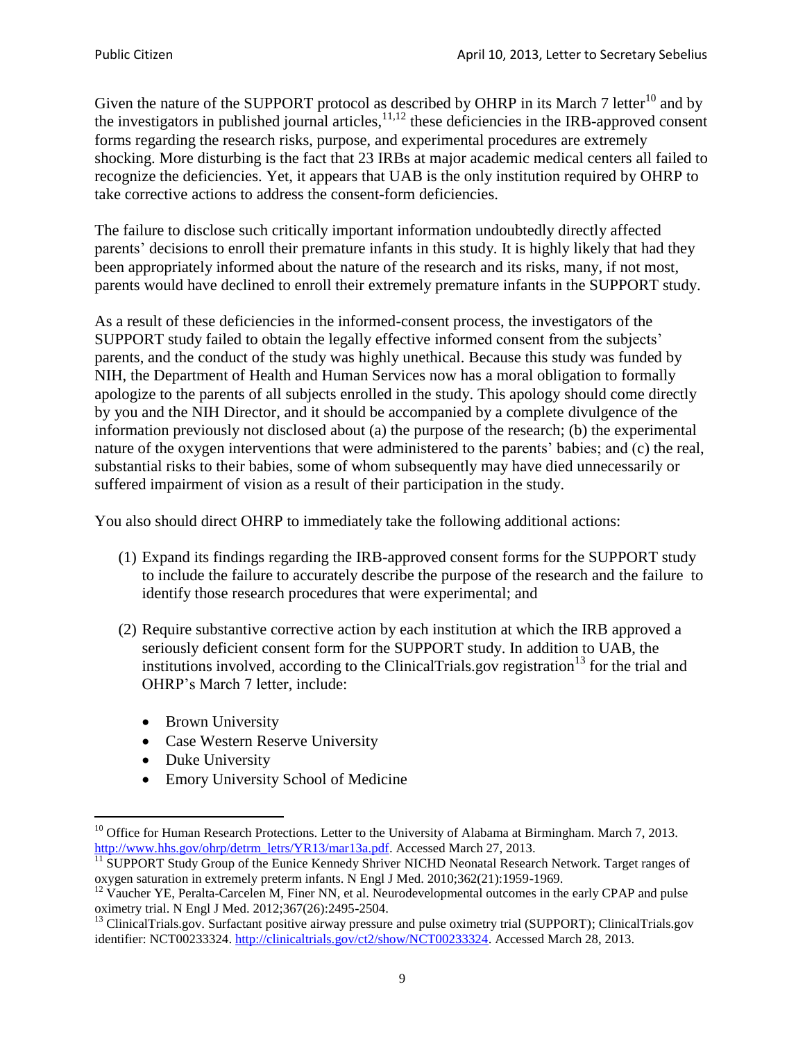Given the nature of the SUPPORT protocol as described by OHRP in its March 7 letter[10] and by the investigators in published journal articles,[11,12] these deficiencies in the IRB-approved consent forms regarding the research risks, purpose, and experimental procedures are extremely shocking. More disturbing is the fact that 23 IRBs at major academic medical centers all failed to recognize the deficiencies. Yet, it appears that UAB is the only institution required by OHRP to take corrective actions to address the consent-form deficiencies.

The failure to disclose such critically important information undoubtedly directly affected parents' decisions to enroll their premature infants in this study. It is highly likely that had they been appropriately informed about the nature of the research and its risks, many, if not most, parents would have declined to enroll their extremely premature infants in the SUPPORT study.

As a result of these deficiencies in the informed-consent process, the investigators of the SUPPORT study failed to obtain the legally effective informed consent from the subjects' parents, and the conduct of the study was highly unethical. Because this study was funded by NIH, the Department of Health and Human Services now has a moral obligation to formally apologize to the parents of all subjects enrolled in the study. This apology should come directly by you and the NIH Director, and it should be accompanied by a complete divulgence of the information previously not disclosed about (a) the purpose of the research; (b) the experimental nature of the oxygen interventions that were administered to the parents' babies; and (c) the real, substantial risks to their babies, some of whom subsequently may have died unnecessarily or suffered impairment of vision as a result of their participation in the study.

You also should direct OHRP to immediately take the following additional actions:

(1) Expand its findings regarding the IRB-approved consent forms for the SUPPORT study to include the failure to accurately describe the purpose of the research and the failure to identify those research procedures that were experimental; and

(2) Require substantive corrective action by each institution at which the IRB approved a seriously deficient consent form for the SUPPORT study. In addition to UAB, the institutions involved, according to the ClinicalTrials.gov registration[13] for the trial and OHRP's March 7 letter, include:

- Brown University
- Case Western Reserve University
- Duke University
- Emory University School of Medicine

---

[10] Office for Human Research Protections. Letter to the University of Alabama at Birmingham. March 7, 2013. http://www.hhs.gov/ohrp/detrm_letrs/YR13/mar13a.pdf. Accessed March 27, 2013.

[11] SUPPORT Study Group of the Eunice Kennedy Shriver NICHD Neonatal Research Network. Target ranges of oxygen saturation in extremely preterm infants. N Engl J Med. 2010;362(21):1959-1969.

[12] Vaucher YE, Peralta-Carcelen M, Finer NN, et al. Neurodevelopmental outcomes in the early CPAP and pulse oximetry trial. N Engl J Med. 2012;367(26):2495-2504.

[13] ClinicalTrials.gov. Surfactant positive airway pressure and pulse oximetry trial (SUPPORT); ClinicalTrials.gov identifier: NCT00233324. http://clinicaltrials.gov/ct2/show/NCT00233324. Accessed March 28, 2013.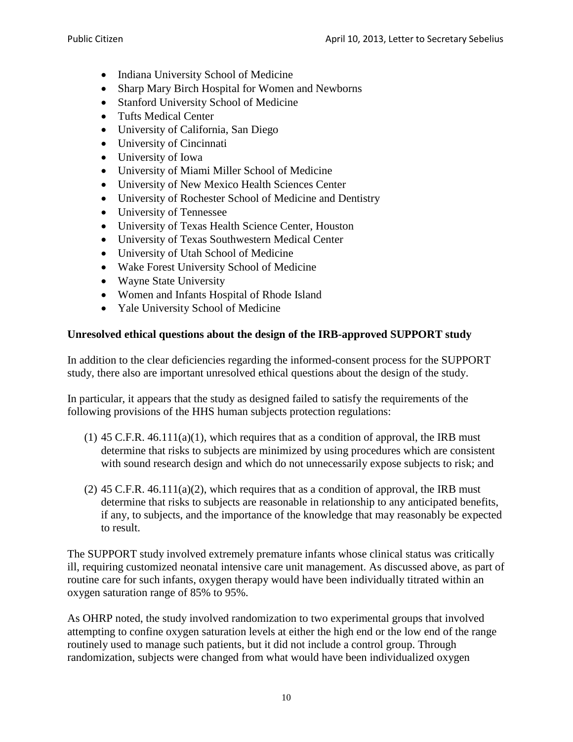- Indiana University School of Medicine
- Sharp Mary Birch Hospital for Women and Newborns
- Stanford University School of Medicine
- Tufts Medical Center
- University of California, San Diego
- University of Cincinnati
- University of Iowa
- University of Miami Miller School of Medicine
- University of New Mexico Health Sciences Center
- University of Rochester School of Medicine and Dentistry
- University of Tennessee
- University of Texas Health Science Center, Houston
- University of Texas Southwestern Medical Center
- University of Utah School of Medicine
- Wake Forest University School of Medicine
- Wayne State University
- Women and Infants Hospital of Rhode Island
- Yale University School of Medicine

**Unresolved ethical questions about the design of the IRB-approved SUPPORT study**

In addition to the clear deficiencies regarding the informed-consent process for the SUPPORT study, there also are important unresolved ethical questions about the design of the study.

In particular, it appears that the study as designed failed to satisfy the requirements of the following provisions of the HHS human subjects protection regulations:

(1) 45 C.F.R. 46.111(a)(1), which requires that as a condition of approval, the IRB must determine that risks to subjects are minimized by using procedures which are consistent with sound research design and which do not unnecessarily expose subjects to risk; and

(2) 45 C.F.R. 46.111(a)(2), which requires that as a condition of approval, the IRB must determine that risks to subjects are reasonable in relationship to any anticipated benefits, if any, to subjects, and the importance of the knowledge that may reasonably be expected to result.

The SUPPORT study involved extremely premature infants whose clinical status was critically ill, requiring customized neonatal intensive care unit management. As discussed above, as part of routine care for such infants, oxygen therapy would have been individually titrated within an oxygen saturation range of 85% to 95%.

As OHRP noted, the study involved randomization to two experimental groups that involved attempting to confine oxygen saturation levels at either the high end or the low end of the range routinely used to manage such patients, but it did not include a control group. Through randomization, subjects were changed from what would have been individualized oxygen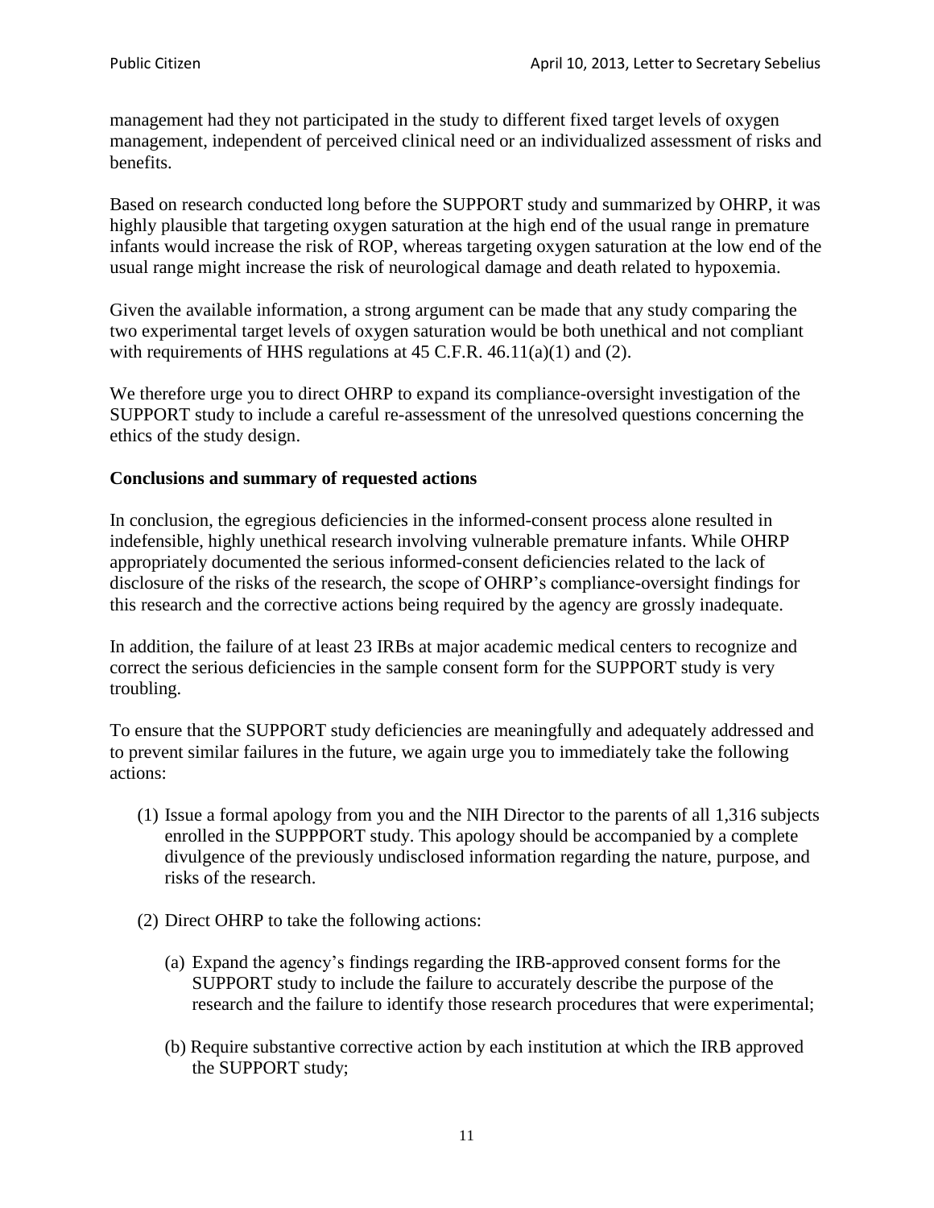management had they not participated in the study to different fixed target levels of oxygen management, independent of perceived clinical need or an individualized assessment of risks and benefits.

Based on research conducted long before the SUPPORT study and summarized by OHRP, it was highly plausible that targeting oxygen saturation at the high end of the usual range in premature infants would increase the risk of ROP, whereas targeting oxygen saturation at the low end of the usual range might increase the risk of neurological damage and death related to hypoxemia.

Given the available information, a strong argument can be made that any study comparing the two experimental target levels of oxygen saturation would be both unethical and not compliant with requirements of HHS regulations at 45 C.F.R. 46.11(a)(1) and (2).

We therefore urge you to direct OHRP to expand its compliance-oversight investigation of the SUPPORT study to include a careful re-assessment of the unresolved questions concerning the ethics of the study design.

**Conclusions and summary of requested actions**

In conclusion, the egregious deficiencies in the informed-consent process alone resulted in indefensible, highly unethical research involving vulnerable premature infants. While OHRP appropriately documented the serious informed-consent deficiencies related to the lack of disclosure of the risks of the research, the scope of OHRP's compliance-oversight findings for this research and the corrective actions being required by the agency are grossly inadequate.

In addition, the failure of at least 23 IRBs at major academic medical centers to recognize and correct the serious deficiencies in the sample consent form for the SUPPORT study is very troubling.

To ensure that the SUPPORT study deficiencies are meaningfully and adequately addressed and to prevent similar failures in the future, we again urge you to immediately take the following actions:

(1) Issue a formal apology from you and the NIH Director to the parents of all 1,316 subjects enrolled in the SUPPPORT study. This apology should be accompanied by a complete divulgence of the previously undisclosed information regarding the nature, purpose, and risks of the research.

(2) Direct OHRP to take the following actions:

  (a) Expand the agency's findings regarding the IRB-approved consent forms for the SUPPORT study to include the failure to accurately describe the purpose of the research and the failure to identify those research procedures that were experimental;

  (b) Require substantive corrective action by each institution at which the IRB approved the SUPPORT study;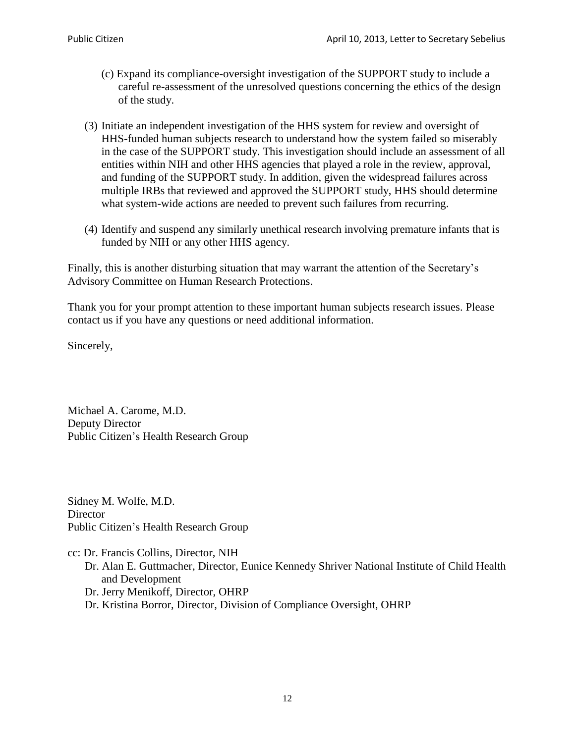(c) Expand its compliance-oversight investigation of the SUPPORT study to include a careful re-assessment of the unresolved questions concerning the ethics of the design of the study.

(3) Initiate an independent investigation of the HHS system for review and oversight of HHS-funded human subjects research to understand how the system failed so miserably in the case of the SUPPORT study. This investigation should include an assessment of all entities within NIH and other HHS agencies that played a role in the review, approval, and funding of the SUPPORT study. In addition, given the widespread failures across multiple IRBs that reviewed and approved the SUPPORT study, HHS should determine what system-wide actions are needed to prevent such failures from recurring.

(4) Identify and suspend any similarly unethical research involving premature infants that is funded by NIH or any other HHS agency.

Finally, this is another disturbing situation that may warrant the attention of the Secretary's Advisory Committee on Human Research Protections.

Thank you for your prompt attention to these important human subjects research issues. Please contact us if you have any questions or need additional information.

Sincerely,

Michael A. Carome, M.D.
Deputy Director
Public Citizen's Health Research Group

Sidney M. Wolfe, M.D.
Director
Public Citizen's Health Research Group

cc: Dr. Francis Collins, Director, NIH
Dr. Alan E. Guttmacher, Director, Eunice Kennedy Shriver National Institute of Child Health and Development
Dr. Jerry Menikoff, Director, OHRP
Dr. Kristina Borror, Director, Division of Compliance Oversight, OHRP